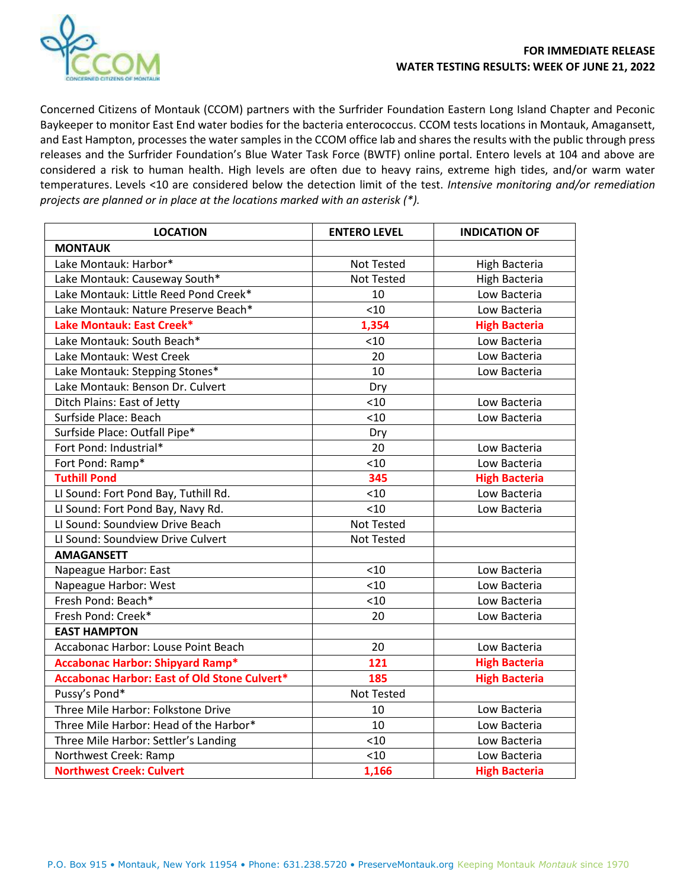**FOR IMMEDIATE RELEASE**
**WATER TESTING RESULTS: WEEK OF JUNE 21, 2022**

Concerned Citizens of Montauk (CCOM) partners with the Surfrider Foundation Eastern Long Island Chapter and Peconic Baykeeper to monitor East End water bodies for the bacteria enterococcus. CCOM tests locations in Montauk, Amagansett, and East Hampton, processes the water samples in the CCOM office lab and shares the results with the public through press releases and the Surfrider Foundation's Blue Water Task Force (BWTF) online portal. Entero levels at 104 and above are considered a risk to human health. High levels are often due to heavy rains, extreme high tides, and/or warm water temperatures. Levels <10 are considered below the detection limit of the test. *Intensive monitoring and/or remediation projects are planned or in place at the locations marked with an asterisk (*).*

| LOCATION | ENTERO LEVEL | INDICATION OF |
|---|---|---|
| **MONTAUK** | | |
| Lake Montauk: Harbor* | Not Tested | High Bacteria |
| Lake Montauk: Causeway South* | Not Tested | High Bacteria |
| Lake Montauk: Little Reed Pond Creek* | 10 | Low Bacteria |
| Lake Montauk: Nature Preserve Beach* | <10 | Low Bacteria |
| **Lake Montauk: East Creek*** | **1,354** | **High Bacteria** |
| Lake Montauk: South Beach* | <10 | Low Bacteria |
| Lake Montauk: West Creek | 20 | Low Bacteria |
| Lake Montauk: Stepping Stones* | 10 | Low Bacteria |
| Lake Montauk: Benson Dr. Culvert | Dry | |
| Ditch Plains: East of Jetty | <10 | Low Bacteria |
| Surfside Place: Beach | <10 | Low Bacteria |
| Surfside Place: Outfall Pipe* | Dry | |
| Fort Pond: Industrial* | 20 | Low Bacteria |
| Fort Pond: Ramp* | <10 | Low Bacteria |
| **Tuthill Pond** | **345** | **High Bacteria** |
| LI Sound: Fort Pond Bay, Tuthill Rd. | <10 | Low Bacteria |
| LI Sound: Fort Pond Bay, Navy Rd. | <10 | Low Bacteria |
| LI Sound: Soundview Drive Beach | Not Tested | |
| LI Sound: Soundview Drive Culvert | Not Tested | |
| **AMAGANSETT** | | |
| Napeague Harbor: East | <10 | Low Bacteria |
| Napeague Harbor: West | <10 | Low Bacteria |
| Fresh Pond: Beach* | <10 | Low Bacteria |
| Fresh Pond: Creek* | 20 | Low Bacteria |
| **EAST HAMPTON** | | |
| Accabonac Harbor: Louse Point Beach | 20 | Low Bacteria |
| **Accabonac Harbor: Shipyard Ramp*** | **121** | **High Bacteria** |
| **Accabonac Harbor: East of Old Stone Culvert*** | **185** | **High Bacteria** |
| Pussy's Pond* | Not Tested | |
| Three Mile Harbor: Folkstone Drive | 10 | Low Bacteria |
| Three Mile Harbor: Head of the Harbor* | 10 | Low Bacteria |
| Three Mile Harbor: Settler's Landing | <10 | Low Bacteria |
| Northwest Creek: Ramp | <10 | Low Bacteria |
| **Northwest Creek: Culvert** | **1,166** | **High Bacteria** |

P.O. Box 915 • Montauk, New York 11954 • Phone: 631.238.5720 • PreserveMontauk.org Keeping Montauk *Montauk* since 1970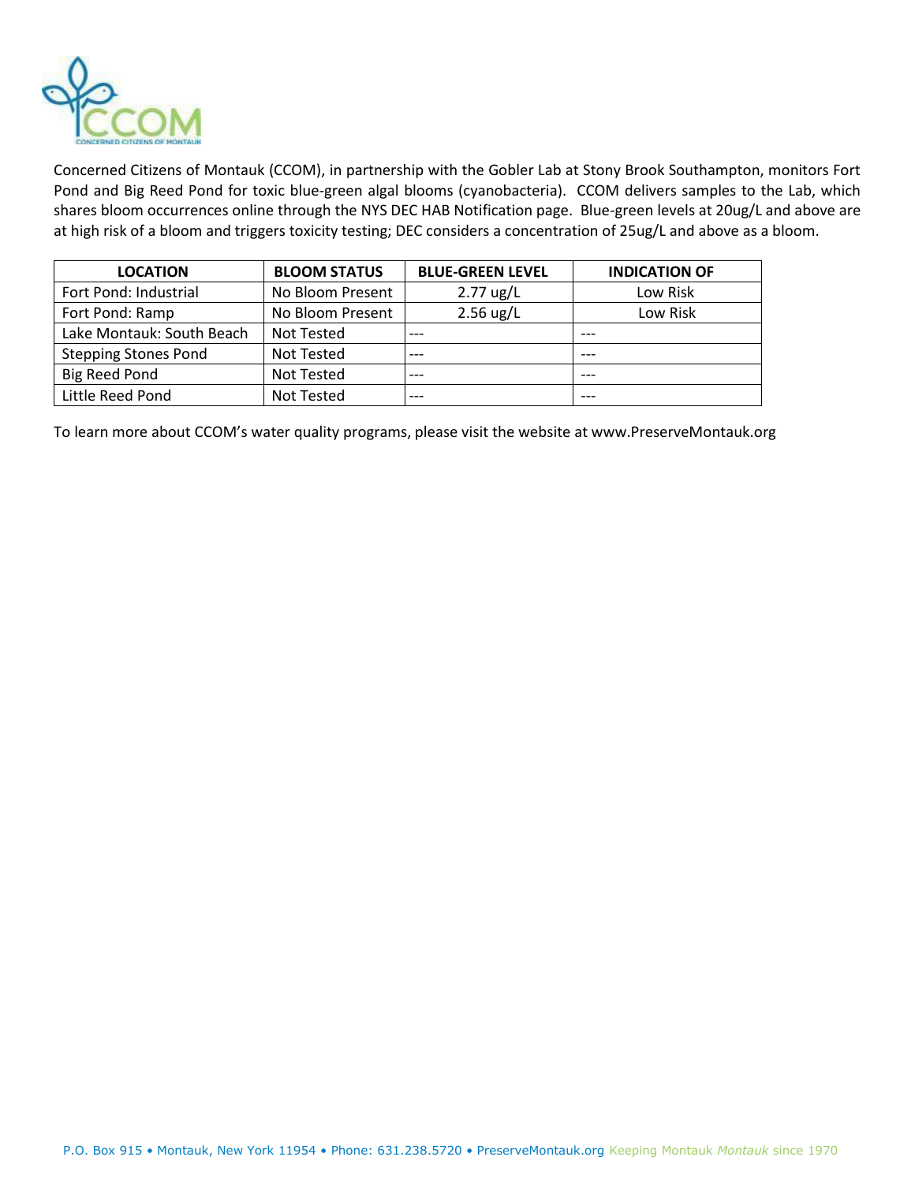Concerned Citizens of Montauk (CCOM), in partnership with the Gobler Lab at Stony Brook Southampton, monitors Fort Pond and Big Reed Pond for toxic blue-green algal blooms (cyanobacteria). CCOM delivers samples to the Lab, which shares bloom occurrences online through the NYS DEC HAB Notification page. Blue-green levels at 20ug/L and above are at high risk of a bloom and triggers toxicity testing; DEC considers a concentration of 25ug/L and above as a bloom.

| LOCATION | BLOOM STATUS | BLUE-GREEN LEVEL | INDICATION OF |
|---|---|---|---|
| Fort Pond: Industrial | No Bloom Present | 2.77 ug/L | Low Risk |
| Fort Pond: Ramp | No Bloom Present | 2.56 ug/L | Low Risk |
| Lake Montauk: South Beach | Not Tested | --- | --- |
| Stepping Stones Pond | Not Tested | --- | --- |
| Big Reed Pond | Not Tested | --- | --- |
| Little Reed Pond | Not Tested | --- | --- |

To learn more about CCOM's water quality programs, please visit the website at www.PreserveMontauk.org